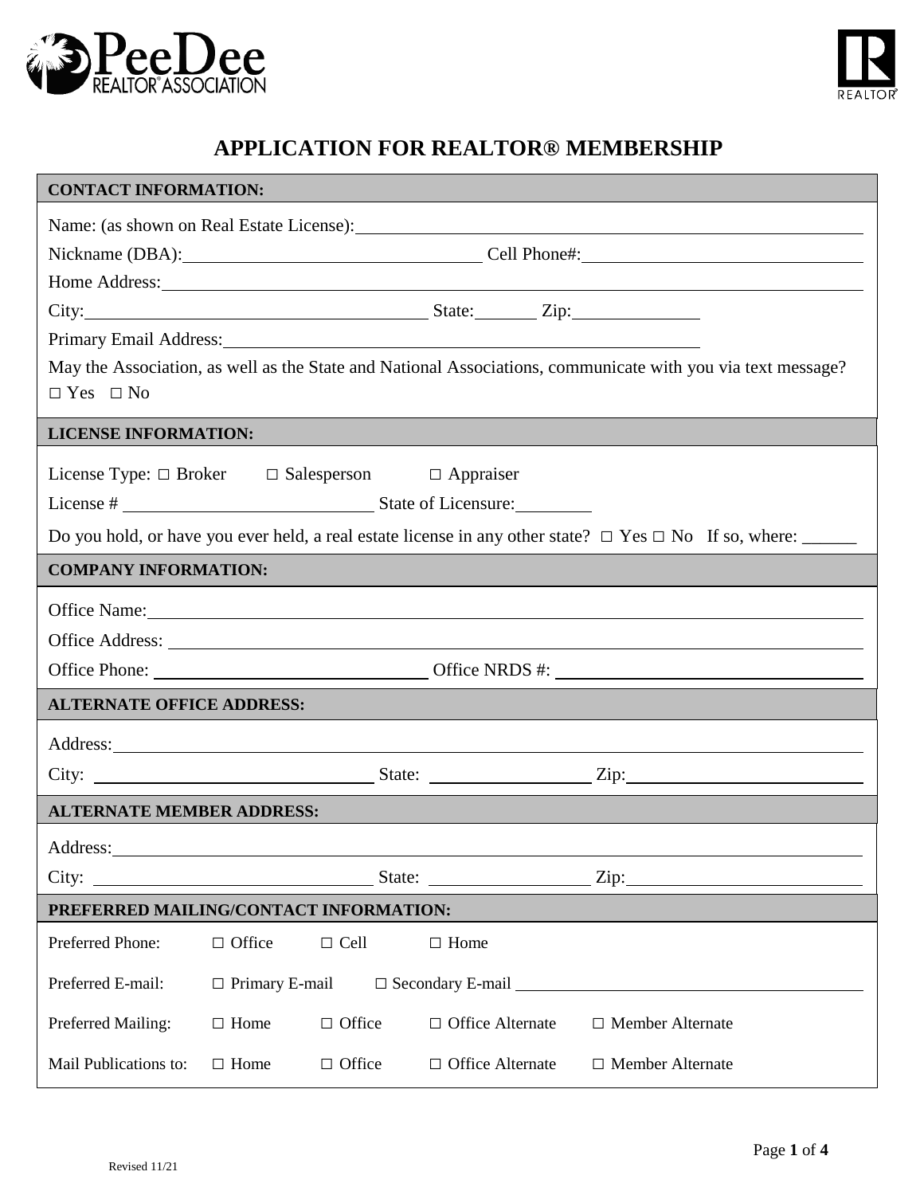PeeDee REALTOR® ASSOCIATION

# APPLICATION FOR REALTOR® MEMBERSHIP

## CONTACT INFORMATION:

Name: (as shown on Real Estate License): ______________________________

Nickname (DBA): ______________________________ Cell Phone#: ______________________________

Home Address: ______________________________

City: ______________________________ State: ________ Zip: ______________

Primary Email Address: ______________________________

May the Association, as well as the State and National Associations, communicate with you via text message?
□ Yes □ No

## LICENSE INFORMATION:

License Type: □ Broker □ Salesperson □ Appraiser

License # ______________________________ State of Licensure: ________

Do you hold, or have you ever held, a real estate license in any other state? □ Yes □ No If so, where: ______

## COMPANY INFORMATION:

Office Name: ______________________________

Office Address: ______________________________

Office Phone: ______________________________ Office NRDS #: ______________________________

## ALTERNATE OFFICE ADDRESS:

Address: ______________________________

City: ______________________________ State: ________________ Zip: ______________________________

## ALTERNATE MEMBER ADDRESS:

Address: ______________________________

City: ______________________________ State: ________________ Zip: ______________________________

## PREFERRED MAILING/CONTACT INFORMATION:

Preferred Phone: □ Office □ Cell □ Home

Preferred E-mail: □ Primary E-mail □ Secondary E-mail ______________________________

Preferred Mailing: □ Home □ Office □ Office Alternate □ Member Alternate

Mail Publications to: □ Home □ Office □ Office Alternate □ Member Alternate

Revised 11/21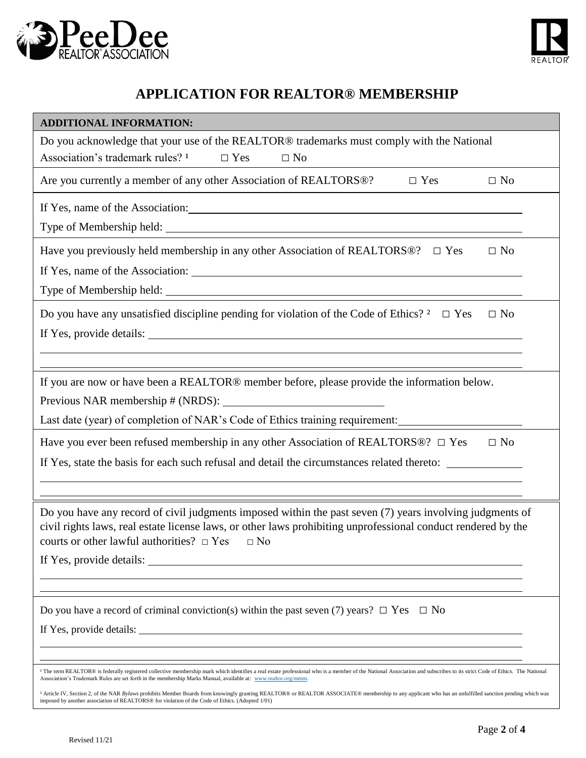# APPLICATION FOR REALTOR® MEMBERSHIP

**ADDITIONAL INFORMATION:**

Do you acknowledge that your use of the REALTOR® trademarks must comply with the National Association's trademark rules? [1] □ Yes □ No

Are you currently a member of any other Association of REALTORS®? □ Yes □ No

If Yes, name of the Association: \_\_\_\_\_\_\_\_\_\_\_\_\_\_\_\_\_\_\_\_

Type of Membership held: \_\_\_\_\_\_\_\_\_\_\_\_\_\_\_\_\_\_\_\_

Have you previously held membership in any other Association of REALTORS®? □ Yes □ No

If Yes, name of the Association: \_\_\_\_\_\_\_\_\_\_\_\_\_\_\_\_\_\_\_\_

Type of Membership held: \_\_\_\_\_\_\_\_\_\_\_\_\_\_\_\_\_\_\_\_

Do you have any unsatisfied discipline pending for violation of the Code of Ethics? [2] □ Yes □ No

If Yes, provide details: \_\_\_\_\_\_\_\_\_\_\_\_\_\_\_\_\_\_\_\_

If you are now or have been a REALTOR® member before, please provide the information below.

Previous NAR membership # (NRDS): \_\_\_\_\_\_\_\_\_\_\_\_\_\_\_\_\_\_\_\_

Last date (year) of completion of NAR's Code of Ethics training requirement: \_\_\_\_\_\_\_\_\_\_\_\_\_\_\_\_\_\_\_\_

Have you ever been refused membership in any other Association of REALTORS®? □ Yes □ No

If Yes, state the basis for each such refusal and detail the circumstances related thereto: \_\_\_\_\_\_\_\_\_\_\_\_\_\_\_\_\_\_\_\_

Do you have any record of civil judgments imposed within the past seven (7) years involving judgments of civil rights laws, real estate license laws, or other laws prohibiting unprofessional conduct rendered by the courts or other lawful authorities? □ Yes □ No

If Yes, provide details: \_\_\_\_\_\_\_\_\_\_\_\_\_\_\_\_\_\_\_\_

Do you have a record of criminal conviction(s) within the past seven (7) years? □ Yes □ No

If Yes, provide details: \_\_\_\_\_\_\_\_\_\_\_\_\_\_\_\_\_\_\_\_

[1] The term REALTOR® is federally registered collective membership mark which identifies a real estate professional who is a member of the National Association and subscribes to its strict Code of Ethics. The National Association's Trademark Rules are set forth in the membership Marks Manual, available at: www.realtor.org/mmm.

[2] Article IV, Section 2, of the NAR *Bylaws* prohibits Member Boards from knowingly granting REALTOR® or REALTOR ASSOCIATE® membership to any applicant who has an unfulfilled sanction pending which was imposed by another association of REALTORS® for violation of the Code of Ethics. (Adopted 1/01)

Revised 11/21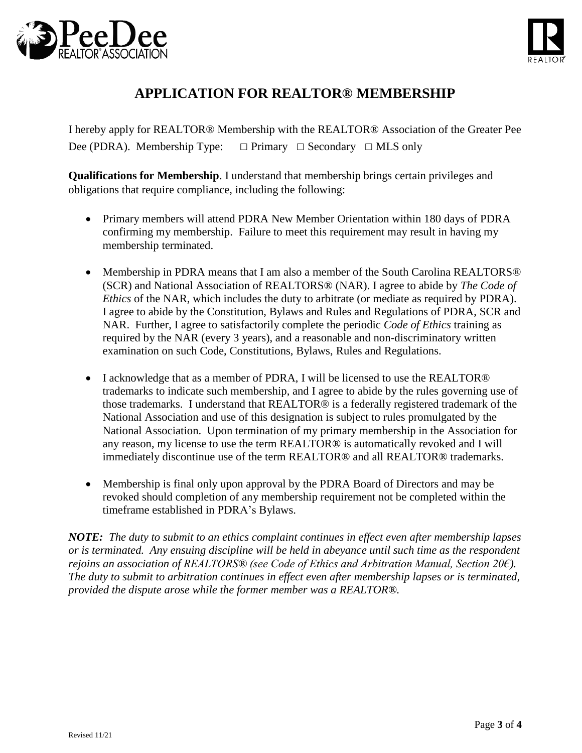# APPLICATION FOR REALTOR® MEMBERSHIP

I hereby apply for REALTOR® Membership with the REALTOR® Association of the Greater Pee Dee (PDRA). Membership Type: □ Primary □ Secondary □ MLS only

**Qualifications for Membership**. I understand that membership brings certain privileges and obligations that require compliance, including the following:

- Primary members will attend PDRA New Member Orientation within 180 days of PDRA confirming my membership. Failure to meet this requirement may result in having my membership terminated.

- Membership in PDRA means that I am also a member of the South Carolina REALTORS® (SCR) and National Association of REALTORS® (NAR). I agree to abide by *The Code of Ethics* of the NAR, which includes the duty to arbitrate (or mediate as required by PDRA). I agree to abide by the Constitution, Bylaws and Rules and Regulations of PDRA, SCR and NAR. Further, I agree to satisfactorily complete the periodic *Code of Ethics* training as required by the NAR (every 3 years), and a reasonable and non-discriminatory written examination on such Code, Constitutions, Bylaws, Rules and Regulations.

- I acknowledge that as a member of PDRA, I will be licensed to use the REALTOR® trademarks to indicate such membership, and I agree to abide by the rules governing use of those trademarks. I understand that REALTOR® is a federally registered trademark of the National Association and use of this designation is subject to rules promulgated by the National Association. Upon termination of my primary membership in the Association for any reason, my license to use the term REALTOR® is automatically revoked and I will immediately discontinue use of the term REALTOR® and all REALTOR® trademarks.

- Membership is final only upon approval by the PDRA Board of Directors and may be revoked should completion of any membership requirement not be completed within the timeframe established in PDRA's Bylaws.

***NOTE:*** *The duty to submit to an ethics complaint continues in effect even after membership lapses or is terminated. Any ensuing discipline will be held in abeyance until such time as the respondent rejoins an association of REALTORS® (see Code of Ethics and Arbitration Manual, Section 20€). The duty to submit to arbitration continues in effect even after membership lapses or is terminated, provided the dispute arose while the former member was a REALTOR®.*

Revised 11/21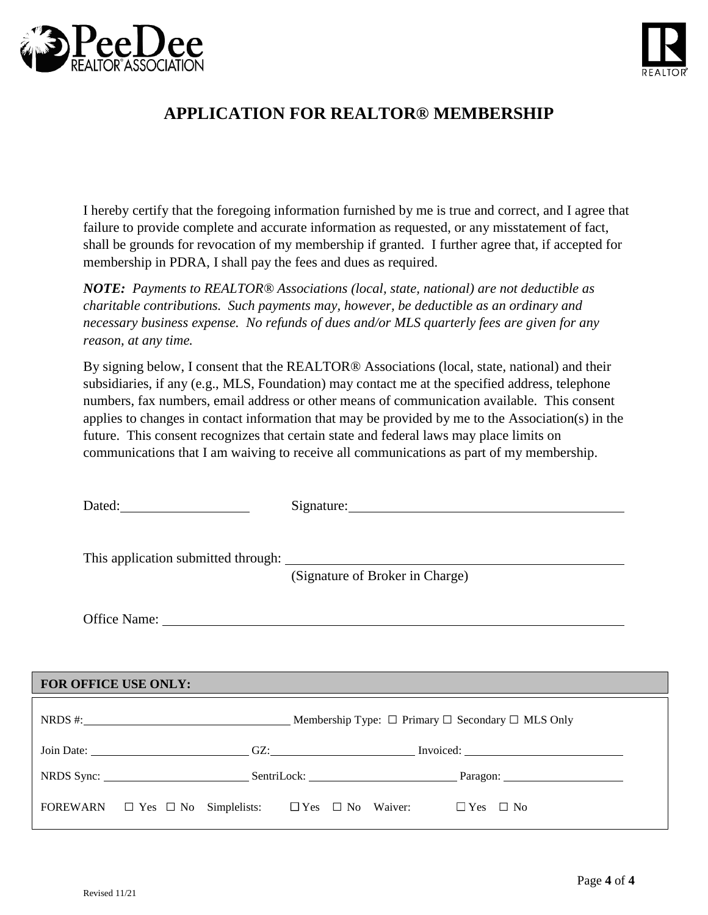# APPLICATION FOR REALTOR® MEMBERSHIP

I hereby certify that the foregoing information furnished by me is true and correct, and I agree that failure to provide complete and accurate information as requested, or any misstatement of fact, shall be grounds for revocation of my membership if granted. I further agree that, if accepted for membership in PDRA, I shall pay the fees and dues as required.

***NOTE:** Payments to REALTOR® Associations (local, state, national) are not deductible as charitable contributions. Such payments may, however, be deductible as an ordinary and necessary business expense. No refunds of dues and/or MLS quarterly fees are given for any reason, at any time.*

By signing below, I consent that the REALTOR® Associations (local, state, national) and their subsidiaries, if any (e.g., MLS, Foundation) may contact me at the specified address, telephone numbers, fax numbers, email address or other means of communication available. This consent applies to changes in contact information that may be provided by me to the Association(s) in the future. This consent recognizes that certain state and federal laws may place limits on communications that I am waiving to receive all communications as part of my membership.

Dated: ____________________ Signature: ____________________________________________

This application submitted through: ____________________________________________
(Signature of Broker in Charge)

Office Name: ______________________________________________________________________

**FOR OFFICE USE ONLY:**

NRDS #: ______________________ Membership Type: ☐ Primary ☐ Secondary ☐ MLS Only

Join Date: ______________________ GZ: ______________________ Invoiced: ______________________

NRDS Sync: ______________________ SentriLock: ______________________ Paragon: ______________________

FOREWARN ☐ Yes ☐ No Simplelists: ☐ Yes ☐ No Waiver: ☐ Yes ☐ No

Revised 11/21